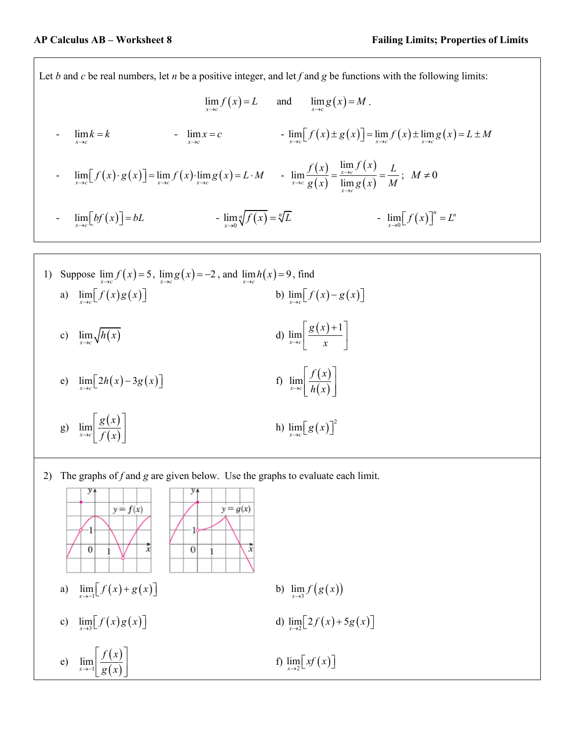**AP Calculus AB – Worksheet 8** **Failing Limits; Properties of Limits**

Let $b$ and $c$ be real numbers, let $n$ be a positive integer, and let $f$ and $g$ be functions with the following limits:

$$\lim_{x\to c} f(x) = L \quad \text{and} \quad \lim_{x\to c} g(x) = M.$$

- $\lim_{x\to c} k = k$
- $\lim_{x\to c} x = c$
- $\lim_{x\to c}\left[f(x) \pm g(x)\right] = \lim_{x\to c} f(x) \pm \lim_{x\to c} g(x) = L \pm M$
- $\lim_{x\to c}\left[f(x)\cdot g(x)\right] = \lim_{x\to c} f(x)\cdot \lim_{x\to c} g(x) = L\cdot M$
- $\lim_{x\to c}\dfrac{f(x)}{g(x)} = \dfrac{\lim_{x\to c} f(x)}{\lim_{x\to c} g(x)} = \dfrac{L}{M}$; $M \neq 0$
- $\lim_{x\to c}\left[bf(x)\right] = bL$
- $\lim_{x\to 0}\sqrt[n]{f(x)} = \sqrt[n]{L}$
- $\lim_{x\to 0}\left[f(x)\right]^n = L^n$

1) Suppose $\lim_{x\to c} f(x) = 5$, $\lim_{x\to c} g(x) = -2$, and $\lim_{x\to c} h(x) = 9$, find

a) $\lim_{x\to c}\left[f(x)g(x)\right]$

b) $\lim_{x\to c}\left[f(x) - g(x)\right]$

c) $\lim_{x\to c}\sqrt{h(x)}$

d) $\lim_{x\to c}\left[\dfrac{g(x)+1}{x}\right]$

e) $\lim_{x\to c}\left[2h(x) - 3g(x)\right]$

f) $\lim_{x\to c}\left[\dfrac{f(x)}{h(x)}\right]$

g) $\lim_{x\to c}\left[\dfrac{g(x)}{f(x)}\right]$

h) $\lim_{x\to c}\left[g(x)\right]^2$

2) The graphs of $f$ and $g$ are given below. Use the graphs to evaluate each limit.

a) $\lim_{x\to -1}\left[f(x) + g(x)\right]$

b) $\lim_{x\to 3} f(g(x))$

c) $\lim_{x\to 3}\left[f(x)g(x)\right]$

d) $\lim_{x\to 2}\left[2f(x) + 5g(x)\right]$

e) $\lim_{x\to -1}\left[\dfrac{f(x)}{g(x)}\right]$

f) $\lim_{x\to 2}\left[xf(x)\right]$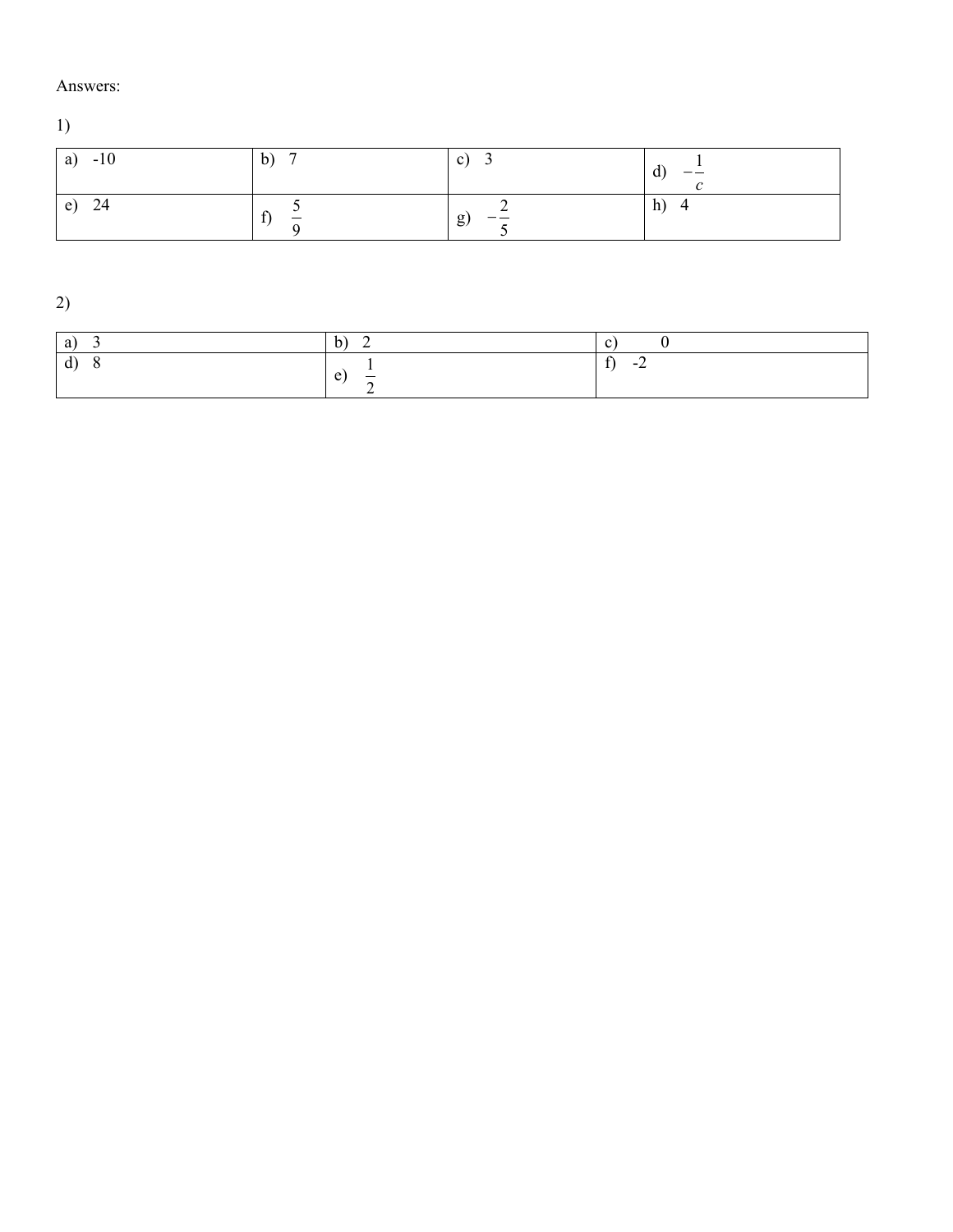Answers:

1)

| | | | |
|---|---|---|---|
| a) -10 | b) 7 | c) 3 | d) $-\frac{1}{c}$ |
| e) 24 | f) $\frac{5}{9}$ | g) $-\frac{2}{5}$ | h) 4 |

2)

| | | |
|---|---|---|
| a) 3 | b) 2 | c) 0 |
| d) 8 | e) $\frac{1}{2}$ | f) -2 |